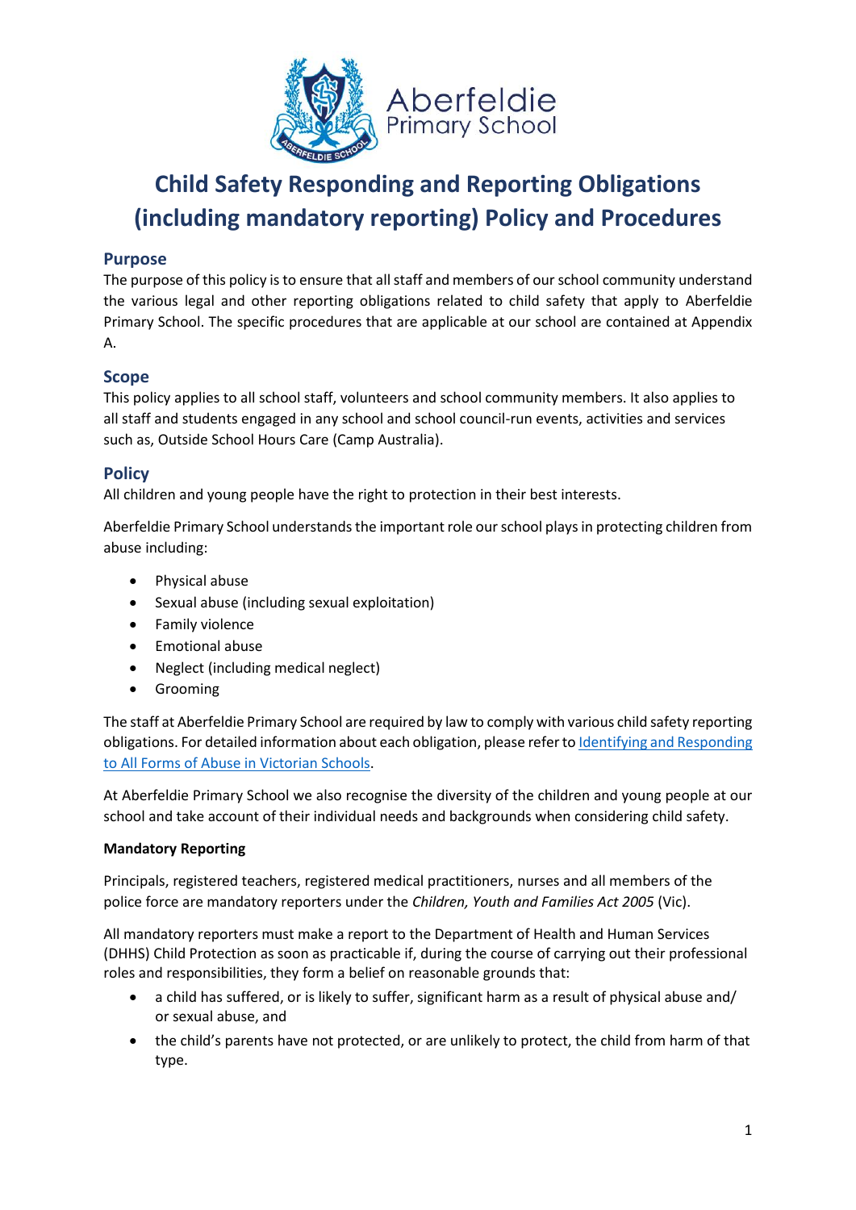# Child Safety Responding and Reporting Obligations (including mandatory reporting) Policy and Procedures

## Purpose

The purpose of this policy is to ensure that all staff and members of our school community understand the various legal and other reporting obligations related to child safety that apply to Aberfeldie Primary School. The specific procedures that are applicable at our school are contained at Appendix A.

## Scope

This policy applies to all school staff, volunteers and school community members. It also applies to all staff and students engaged in any school and school council-run events, activities and services such as, Outside School Hours Care (Camp Australia).

## Policy

All children and young people have the right to protection in their best interests.

Aberfeldie Primary School understands the important role our school plays in protecting children from abuse including:

- Physical abuse
- Sexual abuse (including sexual exploitation)
- Family violence
- Emotional abuse
- Neglect (including medical neglect)
- Grooming

The staff at Aberfeldie Primary School are required by law to comply with various child safety reporting obligations. For detailed information about each obligation, please refer to [Identifying and Responding to All Forms of Abuse in Victorian Schools](Identifying and Responding to All Forms of Abuse in Victorian Schools).

At Aberfeldie Primary School we also recognise the diversity of the children and young people at our school and take account of their individual needs and backgrounds when considering child safety.

**Mandatory Reporting**

Principals, registered teachers, registered medical practitioners, nurses and all members of the police force are mandatory reporters under the *Children, Youth and Families Act 2005* (Vic).

All mandatory reporters must make a report to the Department of Health and Human Services (DHHS) Child Protection as soon as practicable if, during the course of carrying out their professional roles and responsibilities, they form a belief on reasonable grounds that:

- a child has suffered, or is likely to suffer, significant harm as a result of physical abuse and/ or sexual abuse, and
- the child's parents have not protected, or are unlikely to protect, the child from harm of that type.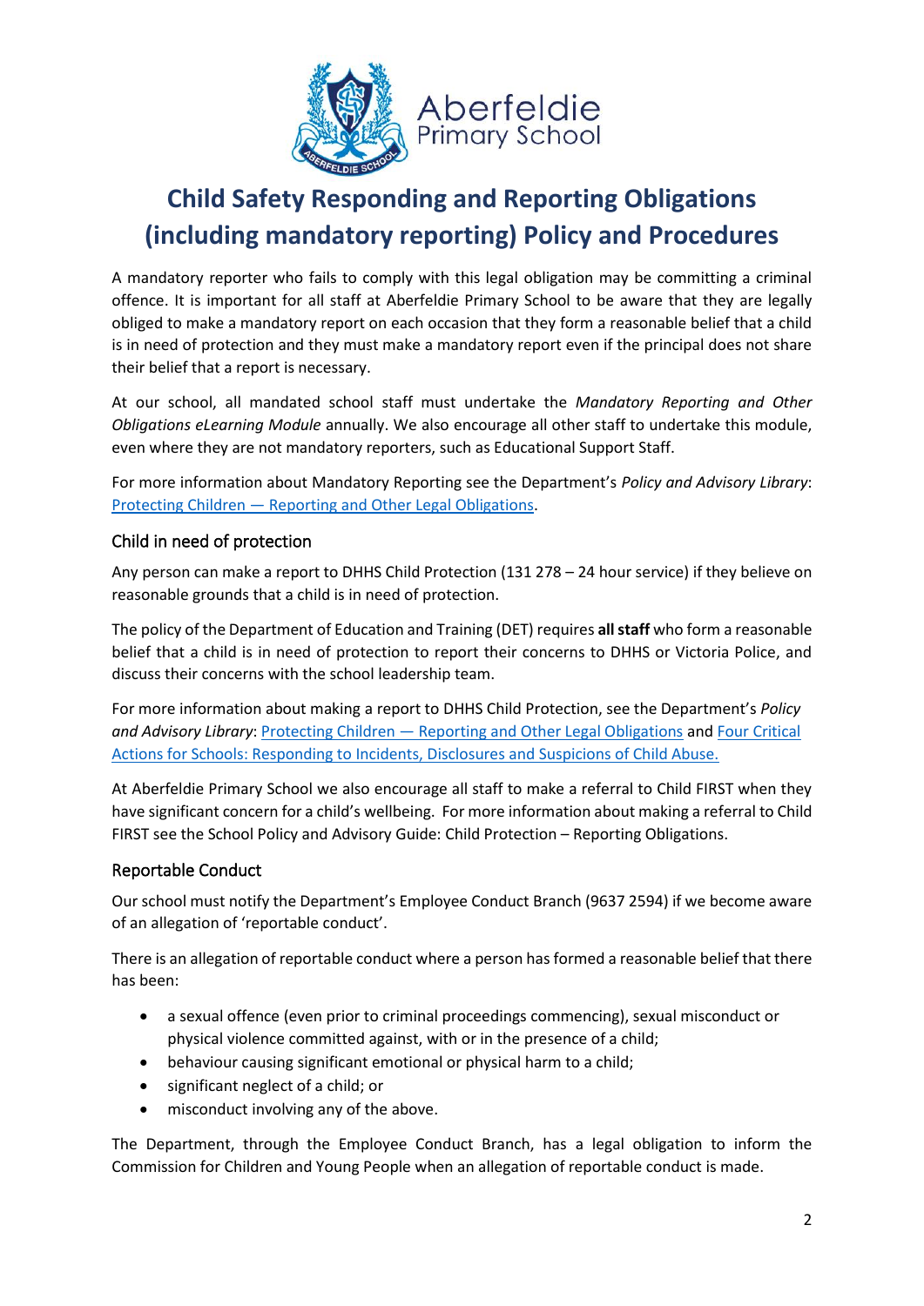# Child Safety Responding and Reporting Obligations (including mandatory reporting) Policy and Procedures

A mandatory reporter who fails to comply with this legal obligation may be committing a criminal offence. It is important for all staff at Aberfeldie Primary School to be aware that they are legally obliged to make a mandatory report on each occasion that they form a reasonable belief that a child is in need of protection and they must make a mandatory report even if the principal does not share their belief that a report is necessary.

At our school, all mandated school staff must undertake the *Mandatory Reporting and Other Obligations eLearning Module* annually. We also encourage all other staff to undertake this module, even where they are not mandatory reporters, such as Educational Support Staff.

For more information about Mandatory Reporting see the Department's *Policy and Advisory Library*: [Protecting Children — Reporting and Other Legal Obligations](Protecting Children — Reporting and Other Legal Obligations).

## Child in need of protection

Any person can make a report to DHHS Child Protection (131 278 – 24 hour service) if they believe on reasonable grounds that a child is in need of protection.

The policy of the Department of Education and Training (DET) requires **all staff** who form a reasonable belief that a child is in need of protection to report their concerns to DHHS or Victoria Police, and discuss their concerns with the school leadership team.

For more information about making a report to DHHS Child Protection, see the Department's *Policy and Advisory Library*: [Protecting Children — Reporting and Other Legal Obligations](Protecting Children — Reporting and Other Legal Obligations) and [Four Critical Actions for Schools: Responding to Incidents, Disclosures and Suspicions of Child Abuse.](Four Critical Actions for Schools: Responding to Incidents, Disclosures and Suspicions of Child Abuse.)

At Aberfeldie Primary School we also encourage all staff to make a referral to Child FIRST when they have significant concern for a child's wellbeing. For more information about making a referral to Child FIRST see the School Policy and Advisory Guide: Child Protection – Reporting Obligations.

## Reportable Conduct

Our school must notify the Department's Employee Conduct Branch (9637 2594) if we become aware of an allegation of 'reportable conduct'.

There is an allegation of reportable conduct where a person has formed a reasonable belief that there has been:

- a sexual offence (even prior to criminal proceedings commencing), sexual misconduct or physical violence committed against, with or in the presence of a child;
- behaviour causing significant emotional or physical harm to a child;
- significant neglect of a child; or
- misconduct involving any of the above.

The Department, through the Employee Conduct Branch, has a legal obligation to inform the Commission for Children and Young People when an allegation of reportable conduct is made.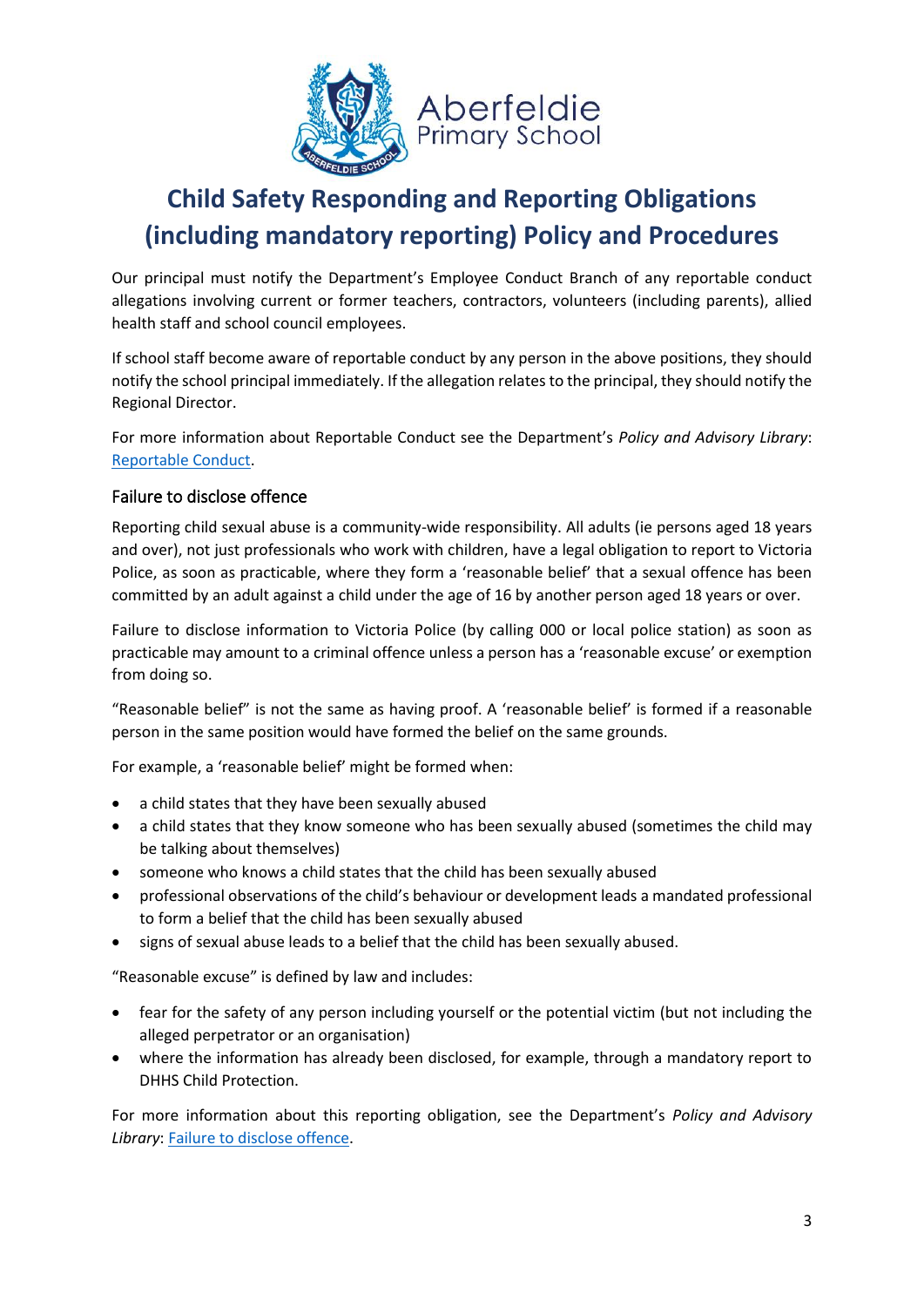# Child Safety Responding and Reporting Obligations (including mandatory reporting) Policy and Procedures

Our principal must notify the Department's Employee Conduct Branch of any reportable conduct allegations involving current or former teachers, contractors, volunteers (including parents), allied health staff and school council employees.

If school staff become aware of reportable conduct by any person in the above positions, they should notify the school principal immediately. If the allegation relates to the principal, they should notify the Regional Director.

For more information about Reportable Conduct see the Department's *Policy and Advisory Library*: [Reportable Conduct](Reportable Conduct).

## Failure to disclose offence

Reporting child sexual abuse is a community-wide responsibility. All adults (ie persons aged 18 years and over), not just professionals who work with children, have a legal obligation to report to Victoria Police, as soon as practicable, where they form a 'reasonable belief' that a sexual offence has been committed by an adult against a child under the age of 16 by another person aged 18 years or over.

Failure to disclose information to Victoria Police (by calling 000 or local police station) as soon as practicable may amount to a criminal offence unless a person has a 'reasonable excuse' or exemption from doing so.

"Reasonable belief" is not the same as having proof. A 'reasonable belief' is formed if a reasonable person in the same position would have formed the belief on the same grounds.

For example, a 'reasonable belief' might be formed when:

- a child states that they have been sexually abused
- a child states that they know someone who has been sexually abused (sometimes the child may be talking about themselves)
- someone who knows a child states that the child has been sexually abused
- professional observations of the child's behaviour or development leads a mandated professional to form a belief that the child has been sexually abused
- signs of sexual abuse leads to a belief that the child has been sexually abused.

"Reasonable excuse" is defined by law and includes:

- fear for the safety of any person including yourself or the potential victim (but not including the alleged perpetrator or an organisation)
- where the information has already been disclosed, for example, through a mandatory report to DHHS Child Protection.

For more information about this reporting obligation, see the Department's *Policy and Advisory Library*: [Failure to disclose offence](Failure to disclose offence).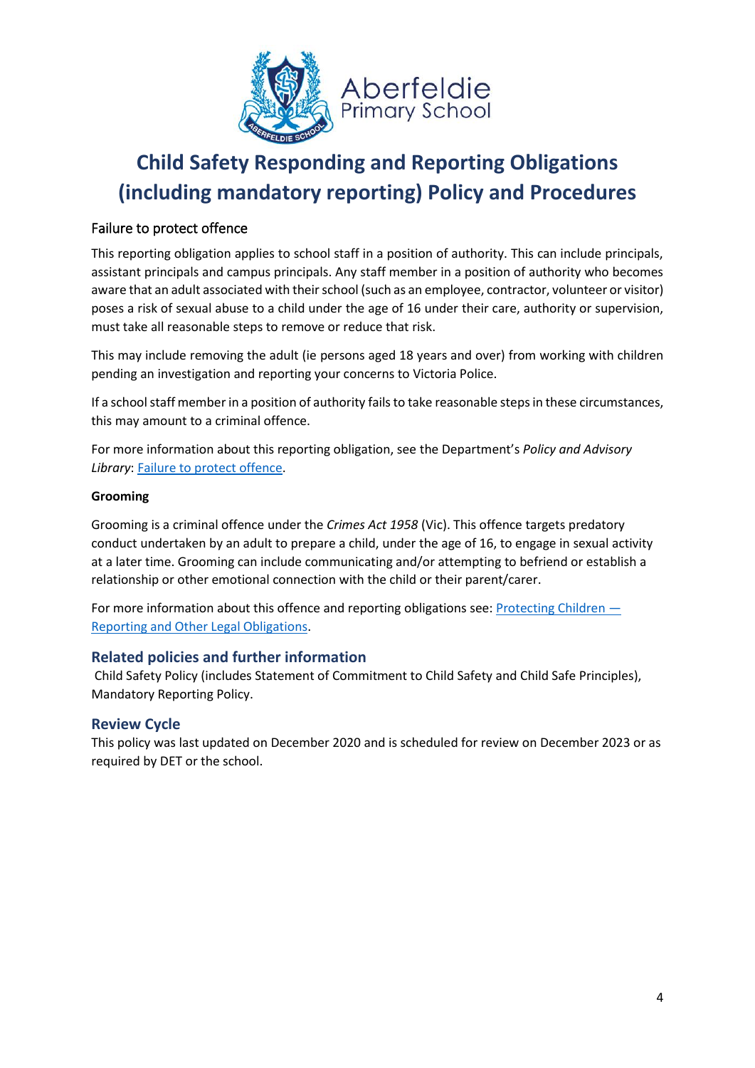# Child Safety Responding and Reporting Obligations (including mandatory reporting) Policy and Procedures

### Failure to protect offence

This reporting obligation applies to school staff in a position of authority. This can include principals, assistant principals and campus principals. Any staff member in a position of authority who becomes aware that an adult associated with their school (such as an employee, contractor, volunteer or visitor) poses a risk of sexual abuse to a child under the age of 16 under their care, authority or supervision, must take all reasonable steps to remove or reduce that risk.

This may include removing the adult (ie persons aged 18 years and over) from working with children pending an investigation and reporting your concerns to Victoria Police.

If a school staff member in a position of authority fails to take reasonable steps in these circumstances, this may amount to a criminal offence.

For more information about this reporting obligation, see the Department's *Policy and Advisory Library*: Failure to protect offence.

**Grooming**

Grooming is a criminal offence under the *Crimes Act 1958* (Vic). This offence targets predatory conduct undertaken by an adult to prepare a child, under the age of 16, to engage in sexual activity at a later time. Grooming can include communicating and/or attempting to befriend or establish a relationship or other emotional connection with the child or their parent/carer.

For more information about this offence and reporting obligations see: Protecting Children — Reporting and Other Legal Obligations.

## Related policies and further information

Child Safety Policy (includes Statement of Commitment to Child Safety and Child Safe Principles), Mandatory Reporting Policy.

## Review Cycle

This policy was last updated on December 2020 and is scheduled for review on December 2023 or as required by DET or the school.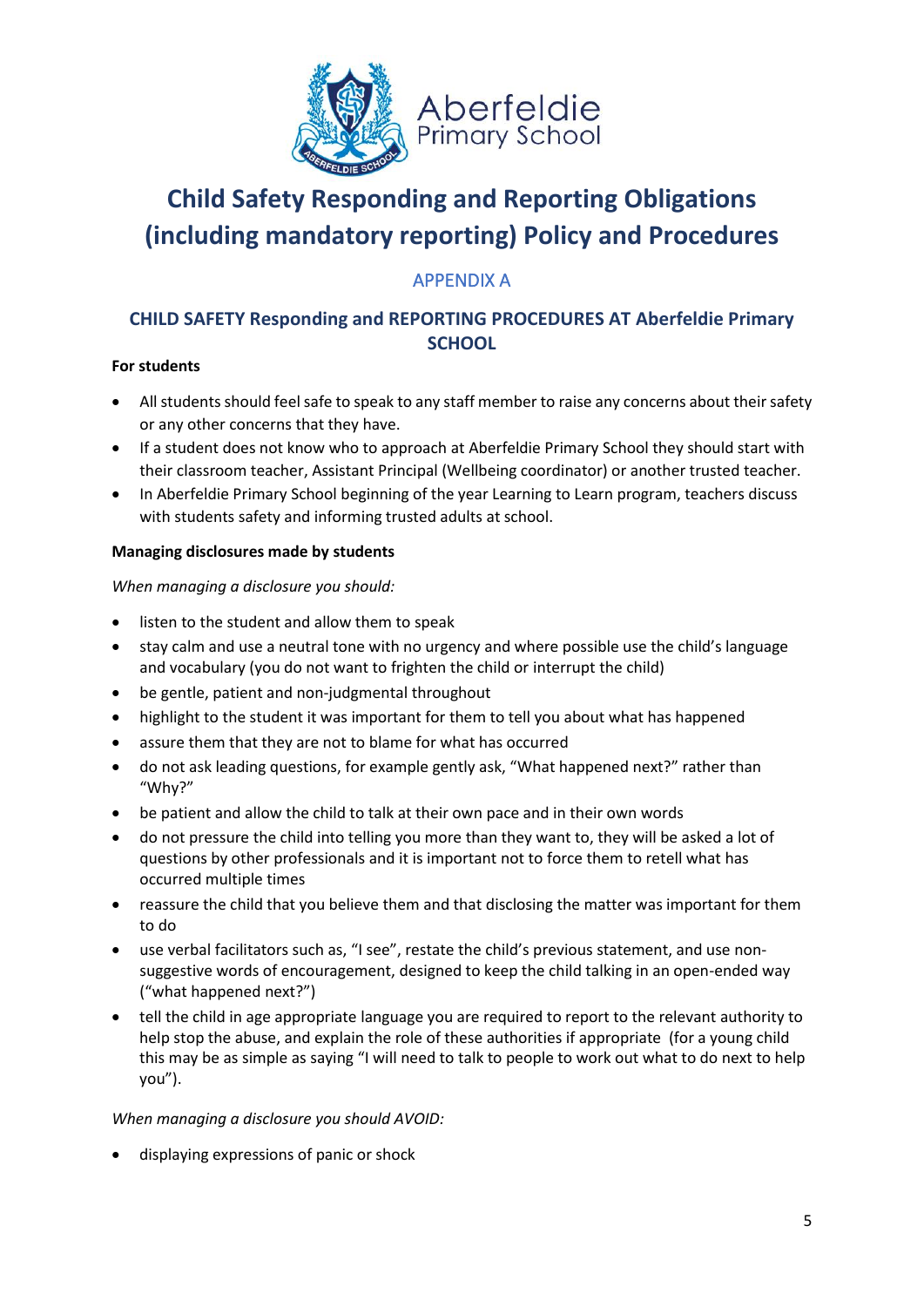# Child Safety Responding and Reporting Obligations (including mandatory reporting) Policy and Procedures

## APPENDIX A

## CHILD SAFETY Responding and REPORTING PROCEDURES AT Aberfeldie Primary SCHOOL

**For students**

- All students should feel safe to speak to any staff member to raise any concerns about their safety or any other concerns that they have.
- If a student does not know who to approach at Aberfeldie Primary School they should start with their classroom teacher, Assistant Principal (Wellbeing coordinator) or another trusted teacher.
- In Aberfeldie Primary School beginning of the year Learning to Learn program, teachers discuss with students safety and informing trusted adults at school.

**Managing disclosures made by students**

*When managing a disclosure you should:*

- listen to the student and allow them to speak
- stay calm and use a neutral tone with no urgency and where possible use the child's language and vocabulary (you do not want to frighten the child or interrupt the child)
- be gentle, patient and non-judgmental throughout
- highlight to the student it was important for them to tell you about what has happened
- assure them that they are not to blame for what has occurred
- do not ask leading questions, for example gently ask, "What happened next?" rather than "Why?"
- be patient and allow the child to talk at their own pace and in their own words
- do not pressure the child into telling you more than they want to, they will be asked a lot of questions by other professionals and it is important not to force them to retell what has occurred multiple times
- reassure the child that you believe them and that disclosing the matter was important for them to do
- use verbal facilitators such as, "I see", restate the child's previous statement, and use non-suggestive words of encouragement, designed to keep the child talking in an open-ended way ("what happened next?")
- tell the child in age appropriate language you are required to report to the relevant authority to help stop the abuse, and explain the role of these authorities if appropriate (for a young child this may be as simple as saying "I will need to talk to people to work out what to do next to help you").

*When managing a disclosure you should AVOID:*

- displaying expressions of panic or shock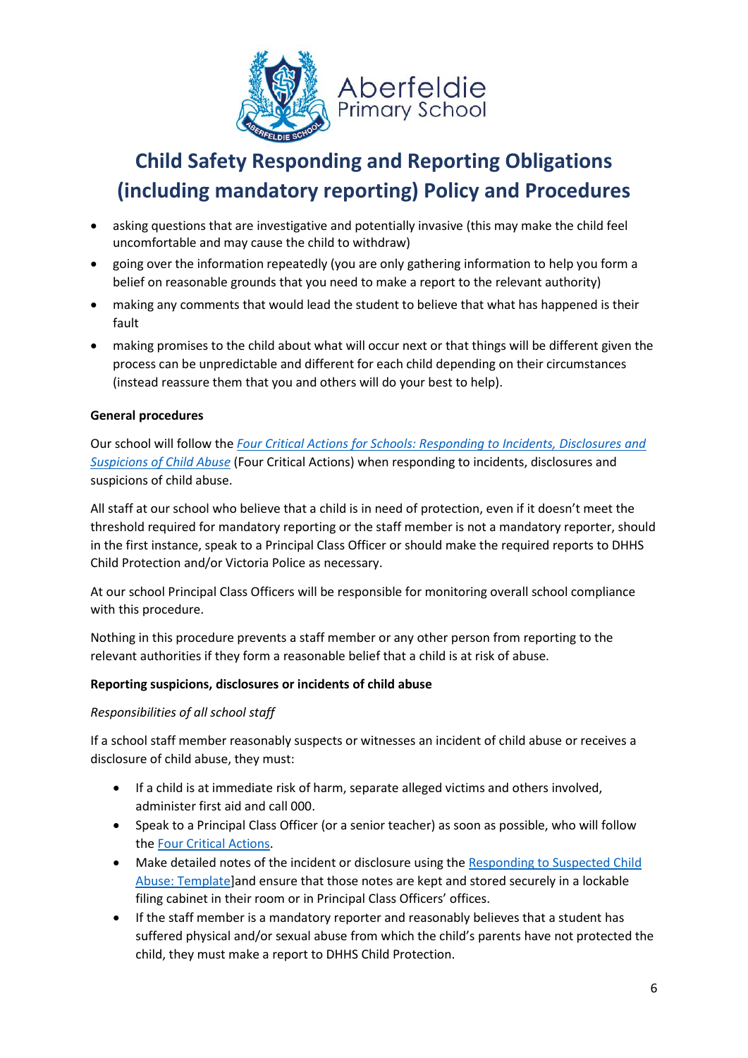- asking questions that are investigative and potentially invasive (this may make the child feel uncomfortable and may cause the child to withdraw)
- going over the information repeatedly (you are only gathering information to help you form a belief on reasonable grounds that you need to make a report to the relevant authority)
- making any comments that would lead the student to believe that what has happened is their fault
- making promises to the child about what will occur next or that things will be different given the process can be unpredictable and different for each child depending on their circumstances (instead reassure them that you and others will do your best to help).

**General procedures**

Our school will follow the *Four Critical Actions for Schools: Responding to Incidents, Disclosures and Suspicions of Child Abuse* (Four Critical Actions) when responding to incidents, disclosures and suspicions of child abuse.

All staff at our school who believe that a child is in need of protection, even if it doesn't meet the threshold required for mandatory reporting or the staff member is not a mandatory reporter, should in the first instance, speak to a Principal Class Officer or should make the required reports to DHHS Child Protection and/or Victoria Police as necessary.

At our school Principal Class Officers will be responsible for monitoring overall school compliance with this procedure.

Nothing in this procedure prevents a staff member or any other person from reporting to the relevant authorities if they form a reasonable belief that a child is at risk of abuse.

**Reporting suspicions, disclosures or incidents of child abuse**

*Responsibilities of all school staff*

If a school staff member reasonably suspects or witnesses an incident of child abuse or receives a disclosure of child abuse, they must:

- If a child is at immediate risk of harm, separate alleged victims and others involved, administer first aid and call 000.
- Speak to a Principal Class Officer (or a senior teacher) as soon as possible, who will follow the Four Critical Actions.
- Make detailed notes of the incident or disclosure using the Responding to Suspected Child Abuse: Template]and ensure that those notes are kept and stored securely in a lockable filing cabinet in their room or in Principal Class Officers' offices.
- If the staff member is a mandatory reporter and reasonably believes that a student has suffered physical and/or sexual abuse from which the child's parents have not protected the child, they must make a report to DHHS Child Protection.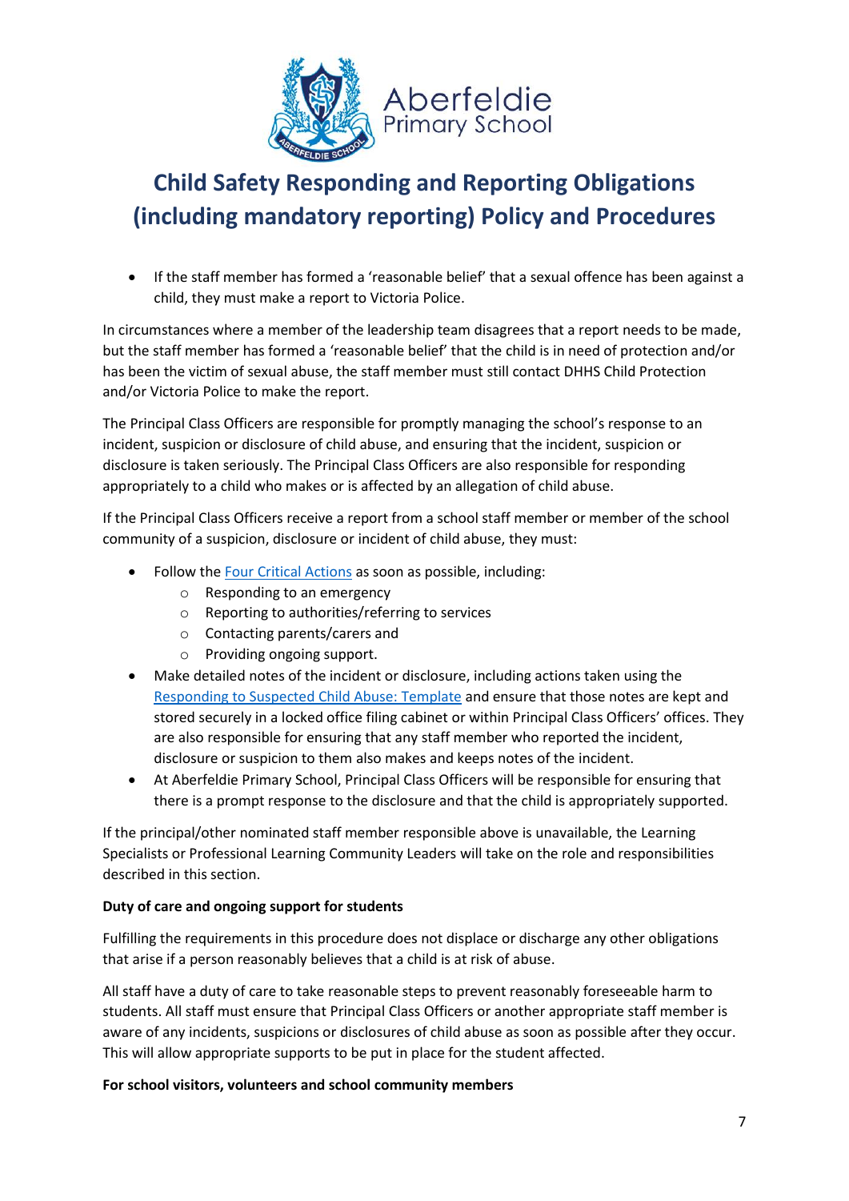- If the staff member has formed a 'reasonable belief' that a sexual offence has been against a child, they must make a report to Victoria Police.

In circumstances where a member of the leadership team disagrees that a report needs to be made, but the staff member has formed a 'reasonable belief' that the child is in need of protection and/or has been the victim of sexual abuse, the staff member must still contact DHHS Child Protection and/or Victoria Police to make the report.

The Principal Class Officers are responsible for promptly managing the school's response to an incident, suspicion or disclosure of child abuse, and ensuring that the incident, suspicion or disclosure is taken seriously. The Principal Class Officers are also responsible for responding appropriately to a child who makes or is affected by an allegation of child abuse.

If the Principal Class Officers receive a report from a school staff member or member of the school community of a suspicion, disclosure or incident of child abuse, they must:

- Follow the Four Critical Actions as soon as possible, including:
  - Responding to an emergency
  - Reporting to authorities/referring to services
  - Contacting parents/carers and
  - Providing ongoing support.
- Make detailed notes of the incident or disclosure, including actions taken using the Responding to Suspected Child Abuse: Template and ensure that those notes are kept and stored securely in a locked office filing cabinet or within Principal Class Officers' offices. They are also responsible for ensuring that any staff member who reported the incident, disclosure or suspicion to them also makes and keeps notes of the incident.
- At Aberfeldie Primary School, Principal Class Officers will be responsible for ensuring that there is a prompt response to the disclosure and that the child is appropriately supported.

If the principal/other nominated staff member responsible above is unavailable, the Learning Specialists or Professional Learning Community Leaders will take on the role and responsibilities described in this section.

**Duty of care and ongoing support for students**

Fulfilling the requirements in this procedure does not displace or discharge any other obligations that arise if a person reasonably believes that a child is at risk of abuse.

All staff have a duty of care to take reasonable steps to prevent reasonably foreseeable harm to students. All staff must ensure that Principal Class Officers or another appropriate staff member is aware of any incidents, suspicions or disclosures of child abuse as soon as possible after they occur. This will allow appropriate supports to be put in place for the student affected.

**For school visitors, volunteers and school community members**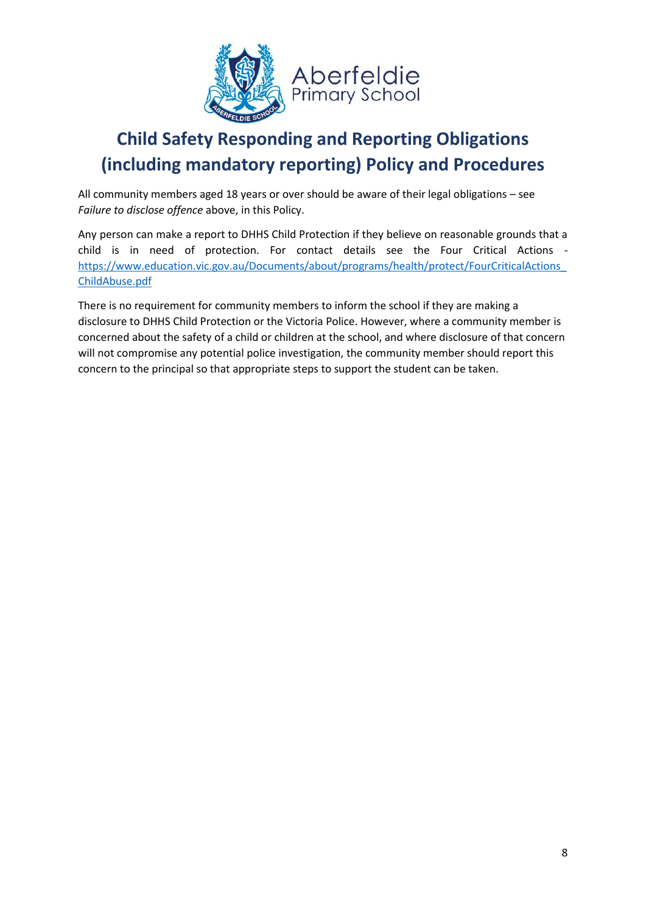# Child Safety Responding and Reporting Obligations (including mandatory reporting) Policy and Procedures

All community members aged 18 years or over should be aware of their legal obligations – see *Failure to disclose offence* above, in this Policy.

Any person can make a report to DHHS Child Protection if they believe on reasonable grounds that a child is in need of protection. For contact details see the Four Critical Actions - https://www.education.vic.gov.au/Documents/about/programs/health/protect/FourCriticalActions_ChildAbuse.pdf

There is no requirement for community members to inform the school if they are making a disclosure to DHHS Child Protection or the Victoria Police. However, where a community member is concerned about the safety of a child or children at the school, and where disclosure of that concern will not compromise any potential police investigation, the community member should report this concern to the principal so that appropriate steps to support the student can be taken.